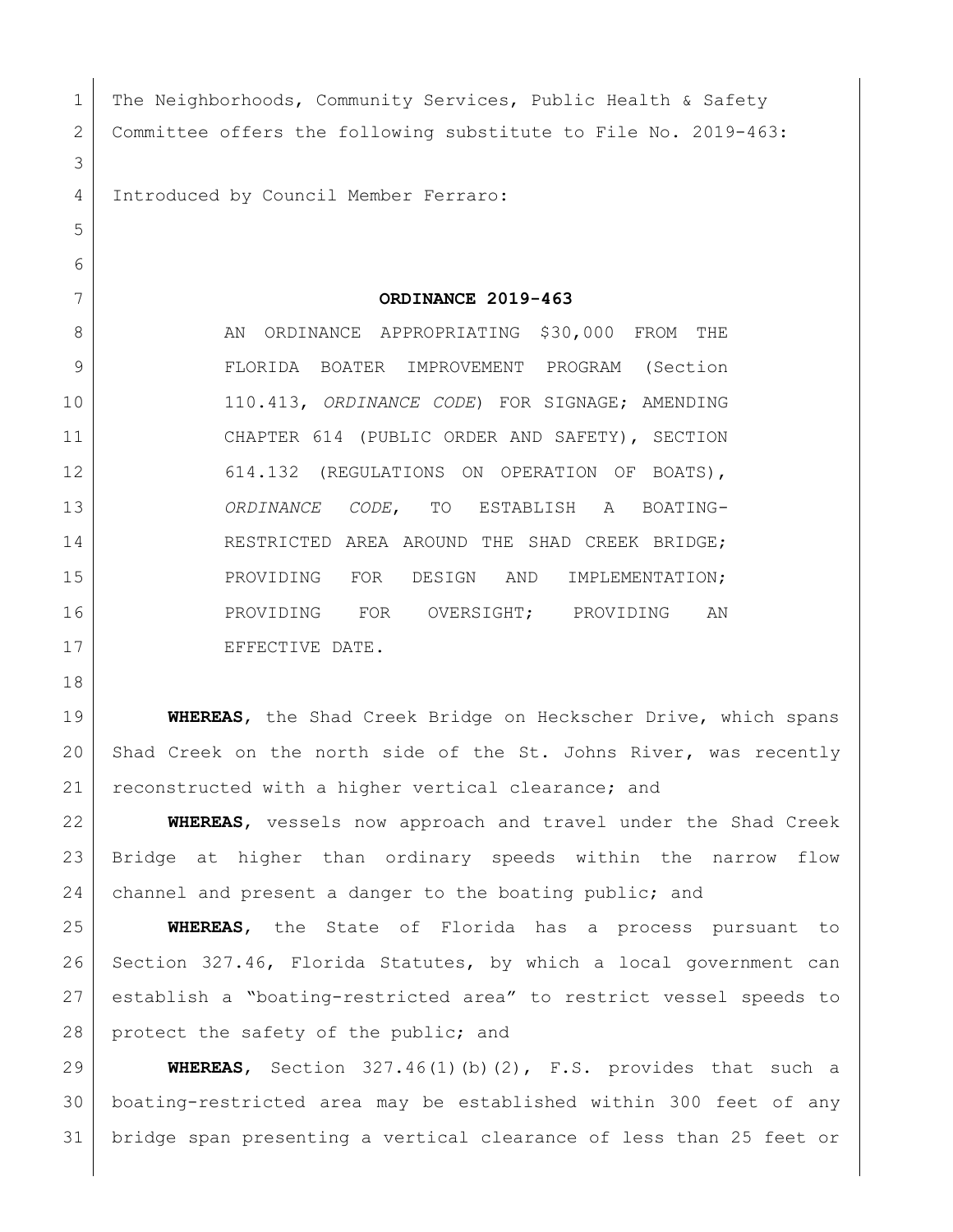The Neighborhoods, Community Services, Public Health & Safety Committee offers the following substitute to File No. 2019-463:

Introduced by Council Member Ferraro:

**ORDINANCE 2019-463**

AN ORDINANCE APPROPRIATING $30,000 FROM THE FLORIDA BOATER IMPROVEMENT PROGRAM (Section 110.413, *ORDINANCE CODE*) FOR SIGNAGE; AMENDING CHAPTER 614 (PUBLIC ORDER AND SAFETY), SECTION 614.132 (REGULATIONS ON OPERATION OF BOATS), *ORDINANCE CODE*, TO ESTABLISH A BOATING-RESTRICTED AREA AROUND THE SHAD CREEK BRIDGE; PROVIDING FOR DESIGN AND IMPLEMENTATION; PROVIDING FOR OVERSIGHT; PROVIDING AN EFFECTIVE DATE.

**WHEREAS**, the Shad Creek Bridge on Heckscher Drive, which spans Shad Creek on the north side of the St. Johns River, was recently reconstructed with a higher vertical clearance; and

**WHEREAS**, vessels now approach and travel under the Shad Creek Bridge at higher than ordinary speeds within the narrow flow channel and present a danger to the boating public; and

**WHEREAS**, the State of Florida has a process pursuant to Section 327.46, Florida Statutes, by which a local government can establish a "boating-restricted area" to restrict vessel speeds to protect the safety of the public; and

**WHEREAS**, Section 327.46(1)(b)(2), F.S. provides that such a boating-restricted area may be established within 300 feet of any bridge span presenting a vertical clearance of less than 25 feet or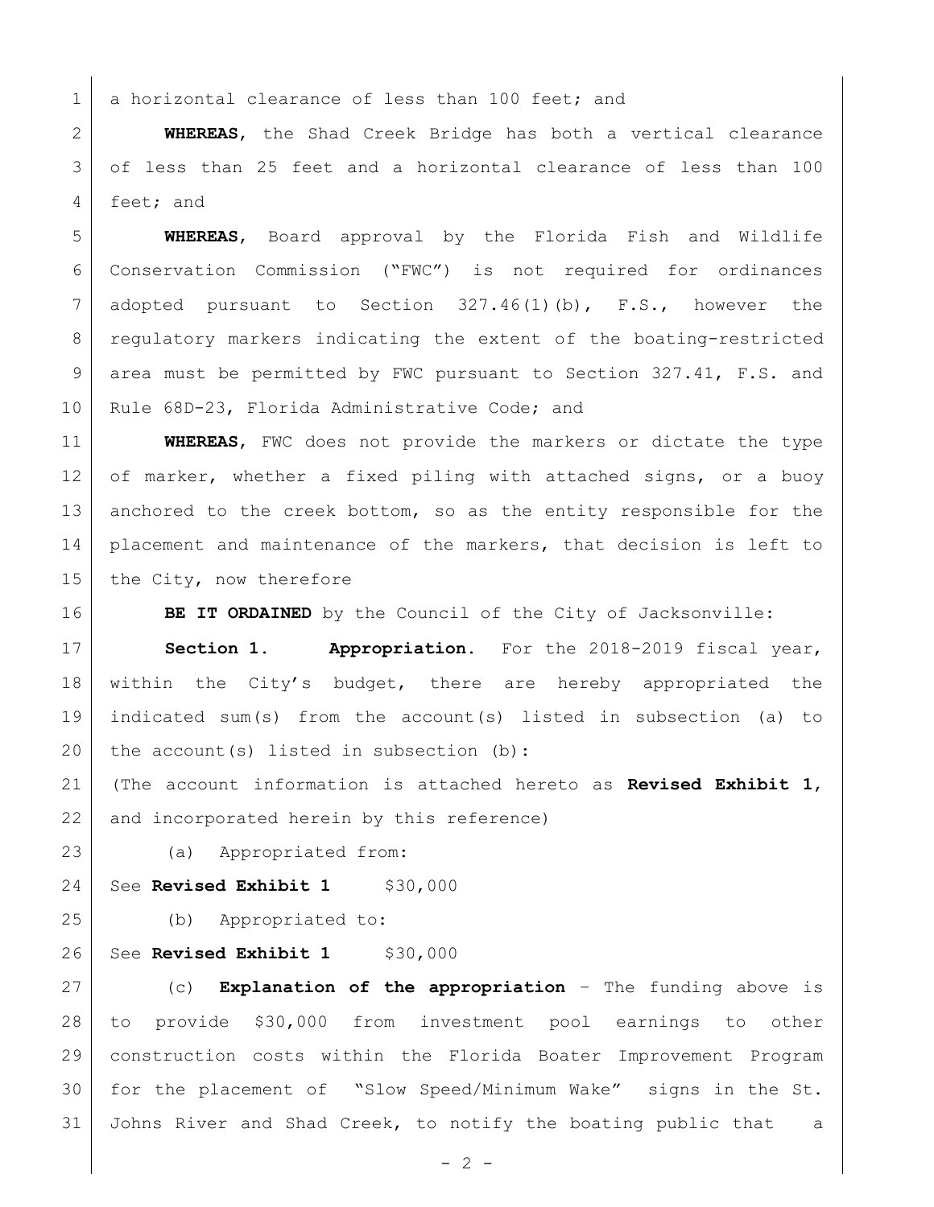a horizontal clearance of less than 100 feet; and

**WHEREAS**, the Shad Creek Bridge has both a vertical clearance of less than 25 feet and a horizontal clearance of less than 100 feet; and

**WHEREAS**, Board approval by the Florida Fish and Wildlife Conservation Commission ("FWC") is not required for ordinances adopted pursuant to Section 327.46(1)(b), F.S., however the regulatory markers indicating the extent of the boating-restricted area must be permitted by FWC pursuant to Section 327.41, F.S. and Rule 68D-23, Florida Administrative Code; and

**WHEREAS**, FWC does not provide the markers or dictate the type of marker, whether a fixed piling with attached signs, or a buoy anchored to the creek bottom, so as the entity responsible for the placement and maintenance of the markers, that decision is left to the City, now therefore

**BE IT ORDAINED** by the Council of the City of Jacksonville:

**Section 1. Appropriation.** For the 2018-2019 fiscal year, within the City's budget, there are hereby appropriated the indicated sum(s) from the account(s) listed in subsection (a) to the account(s) listed in subsection (b):

(The account information is attached hereto as **Revised Exhibit 1**, and incorporated herein by this reference)

(a) Appropriated from:

See **Revised Exhibit 1** $30,000

(b) Appropriated to:

See **Revised Exhibit 1** $30,000

(c) **Explanation of the appropriation** – The funding above is to provide $30,000 from investment pool earnings to other construction costs within the Florida Boater Improvement Program for the placement of "Slow Speed/Minimum Wake" signs in the St. Johns River and Shad Creek, to notify the boating public that a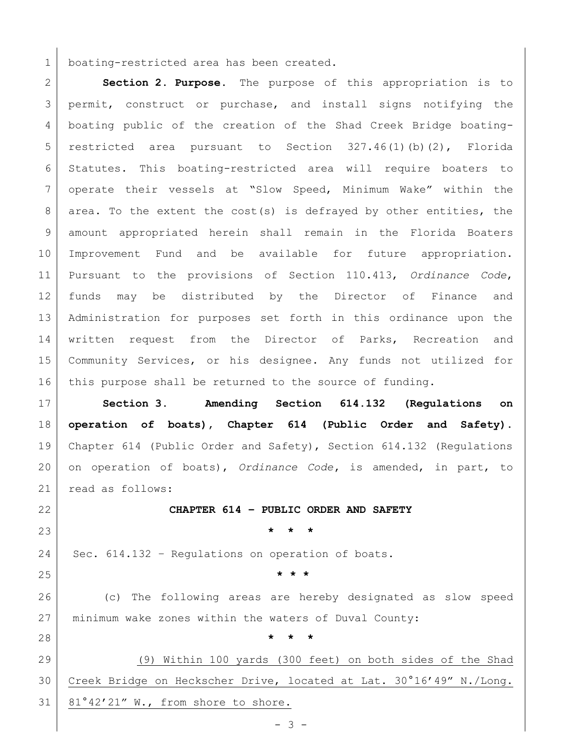boating-restricted area has been created.

**Section 2. Purpose.** The purpose of this appropriation is to permit, construct or purchase, and install signs notifying the boating public of the creation of the Shad Creek Bridge boating-restricted area pursuant to Section 327.46(1)(b)(2), Florida Statutes. This boating-restricted area will require boaters to operate their vessels at "Slow Speed, Minimum Wake" within the area. To the extent the cost(s) is defrayed by other entities, the amount appropriated herein shall remain in the Florida Boaters Improvement Fund and be available for future appropriation. Pursuant to the provisions of Section 110.413, *Ordinance Code*, funds may be distributed by the Director of Finance and Administration for purposes set forth in this ordinance upon the written request from the Director of Parks, Recreation and Community Services, or his designee. Any funds not utilized for this purpose shall be returned to the source of funding.

**Section 3. Amending Section 614.132 (Regulations on operation of boats), Chapter 614 (Public Order and Safety).** Chapter 614 (Public Order and Safety), Section 614.132 (Regulations on operation of boats), *Ordinance Code*, is amended, in part, to read as follows:

**CHAPTER 614 – PUBLIC ORDER AND SAFETY**

\* \* \*

Sec. 614.132 – Regulations on operation of boats.

\* \* \*

(c) The following areas are hereby designated as slow speed minimum wake zones within the waters of Duval County:

\* \* \*

<u>(9) Within 100 yards (300 feet) on both sides of the Shad Creek Bridge on Heckscher Drive, located at Lat. 30°16'49" N./Long. 81°42'21" W., from shore to shore.</u>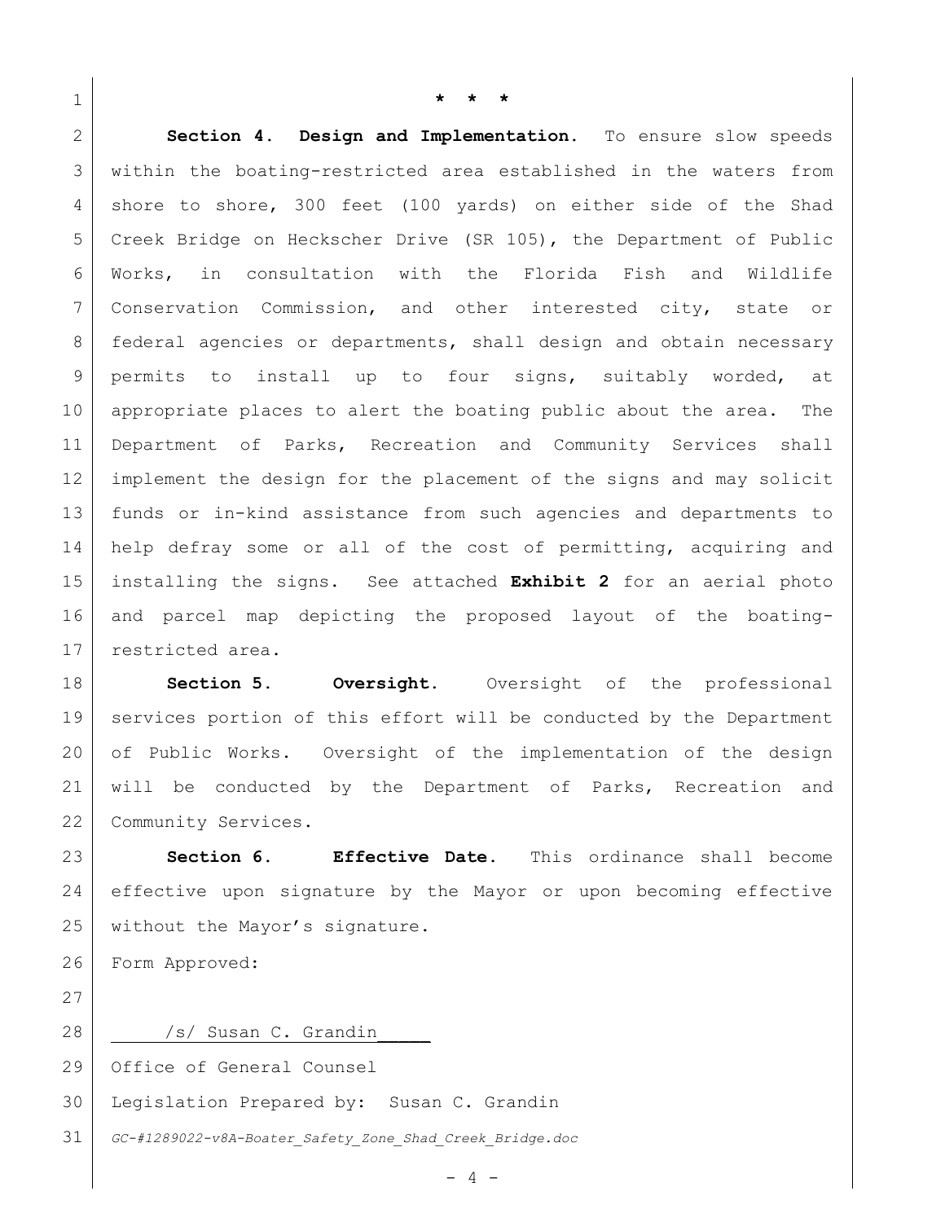\* \* \*

**Section 4. Design and Implementation.** To ensure slow speeds within the boating-restricted area established in the waters from shore to shore, 300 feet (100 yards) on either side of the Shad Creek Bridge on Heckscher Drive (SR 105), the Department of Public Works, in consultation with the Florida Fish and Wildlife Conservation Commission, and other interested city, state or federal agencies or departments, shall design and obtain necessary permits to install up to four signs, suitably worded, at appropriate places to alert the boating public about the area. The Department of Parks, Recreation and Community Services shall implement the design for the placement of the signs and may solicit funds or in-kind assistance from such agencies and departments to help defray some or all of the cost of permitting, acquiring and installing the signs. See attached **Exhibit 2** for an aerial photo and parcel map depicting the proposed layout of the boating-restricted area.

**Section 5. Oversight.** Oversight of the professional services portion of this effort will be conducted by the Department of Public Works. Oversight of the implementation of the design will be conducted by the Department of Parks, Recreation and Community Services.

**Section 6. Effective Date.** This ordinance shall become effective upon signature by the Mayor or upon becoming effective without the Mayor's signature.

Form Approved:

/s/ Susan C. Grandin

Office of General Counsel

Legislation Prepared by: Susan C. Grandin

*GC-#1289022-v8A-Boater_Safety_Zone_Shad_Creek_Bridge.doc*